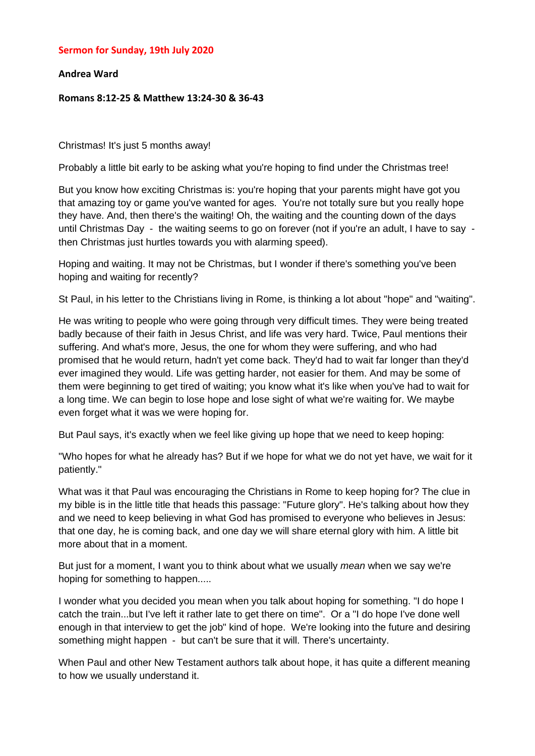**Sermon for Sunday, 19th July 2020**

**Andrea Ward**

**Romans 8:12-25 & Matthew 13:24-30 & 36-43**

Christmas! It's just 5 months away!

Probably a little bit early to be asking what you're hoping to find under the Christmas tree!

But you know how exciting Christmas is: you're hoping that your parents might have got you that amazing toy or game you've wanted for ages. You're not totally sure but you really hope they have. And, then there's the waiting! Oh, the waiting and the counting down of the days until Christmas Day - the waiting seems to go on forever (not if you're an adult, I have to say - then Christmas just hurtles towards you with alarming speed).

Hoping and waiting. It may not be Christmas, but I wonder if there's something you've been hoping and waiting for recently?

St Paul, in his letter to the Christians living in Rome, is thinking a lot about "hope" and "waiting".

He was writing to people who were going through very difficult times. They were being treated badly because of their faith in Jesus Christ, and life was very hard. Twice, Paul mentions their suffering. And what's more, Jesus, the one for whom they were suffering, and who had promised that he would return, hadn't yet come back. They'd had to wait far longer than they'd ever imagined they would. Life was getting harder, not easier for them. And may be some of them were beginning to get tired of waiting; you know what it's like when you've had to wait for a long time. We can begin to lose hope and lose sight of what we're waiting for. We maybe even forget what it was we were hoping for.

But Paul says, it's exactly when we feel like giving up hope that we need to keep hoping:

"Who hopes for what he already has? But if we hope for what we do not yet have, we wait for it patiently."

What was it that Paul was encouraging the Christians in Rome to keep hoping for? The clue in my bible is in the little title that heads this passage: "Future glory". He's talking about how they and we need to keep believing in what God has promised to everyone who believes in Jesus: that one day, he is coming back, and one day we will share eternal glory with him. A little bit more about that in a moment.

But just for a moment, I want you to think about what we usually *mean* when we say we're hoping for something to happen.....

I wonder what you decided you mean when you talk about hoping for something. "I do hope I catch the train...but I've left it rather late to get there on time". Or a "I do hope I've done well enough in that interview to get the job" kind of hope. We're looking into the future and desiring something might happen - but can't be sure that it will. There's uncertainty.

When Paul and other New Testament authors talk about hope, it has quite a different meaning to how we usually understand it.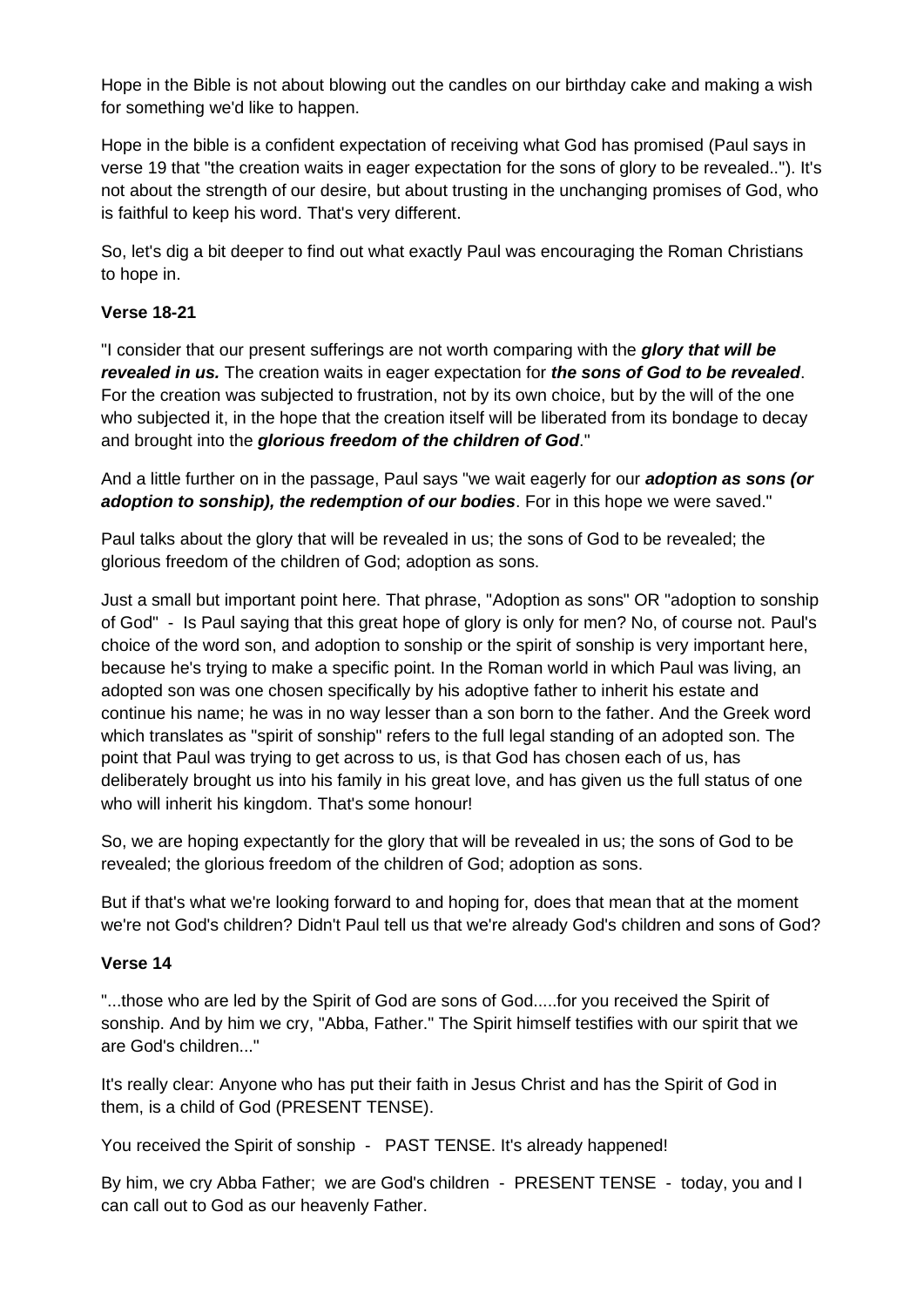Hope in the Bible is not about blowing out the candles on our birthday cake and making a wish for something we'd like to happen.

Hope in the bible is a confident expectation of receiving what God has promised (Paul says in verse 19 that "the creation waits in eager expectation for the sons of glory to be revealed.."). It's not about the strength of our desire, but about trusting in the unchanging promises of God, who is faithful to keep his word. That's very different.

So, let's dig a bit deeper to find out what exactly Paul was encouraging the Roman Christians to hope in.

**Verse 18-21**

"I consider that our present sufferings are not worth comparing with the ***glory that will be revealed in us.*** The creation waits in eager expectation for ***the sons of God to be revealed***. For the creation was subjected to frustration, not by its own choice, but by the will of the one who subjected it, in the hope that the creation itself will be liberated from its bondage to decay and brought into the ***glorious freedom of the children of God***."

And a little further on in the passage, Paul says "we wait eagerly for our ***adoption as sons (or adoption to sonship), the redemption of our bodies***. For in this hope we were saved."

Paul talks about the glory that will be revealed in us; the sons of God to be revealed; the glorious freedom of the children of God; adoption as sons.

Just a small but important point here. That phrase, "Adoption as sons" OR "adoption to sonship of God" - Is Paul saying that this great hope of glory is only for men? No, of course not. Paul's choice of the word son, and adoption to sonship or the spirit of sonship is very important here, because he's trying to make a specific point. In the Roman world in which Paul was living, an adopted son was one chosen specifically by his adoptive father to inherit his estate and continue his name; he was in no way lesser than a son born to the father. And the Greek word which translates as "spirit of sonship" refers to the full legal standing of an adopted son. The point that Paul was trying to get across to us, is that God has chosen each of us, has deliberately brought us into his family in his great love, and has given us the full status of one who will inherit his kingdom. That's some honour!

So, we are hoping expectantly for the glory that will be revealed in us; the sons of God to be revealed; the glorious freedom of the children of God; adoption as sons.

But if that's what we're looking forward to and hoping for, does that mean that at the moment we're not God's children? Didn't Paul tell us that we're already God's children and sons of God?

**Verse 14**

"...those who are led by the Spirit of God are sons of God.....for you received the Spirit of sonship. And by him we cry, "Abba, Father." The Spirit himself testifies with our spirit that we are God's children..."

It's really clear: Anyone who has put their faith in Jesus Christ and has the Spirit of God in them, is a child of God (PRESENT TENSE).

You received the Spirit of sonship - PAST TENSE. It's already happened!

By him, we cry Abba Father; we are God's children - PRESENT TENSE - today, you and I can call out to God as our heavenly Father.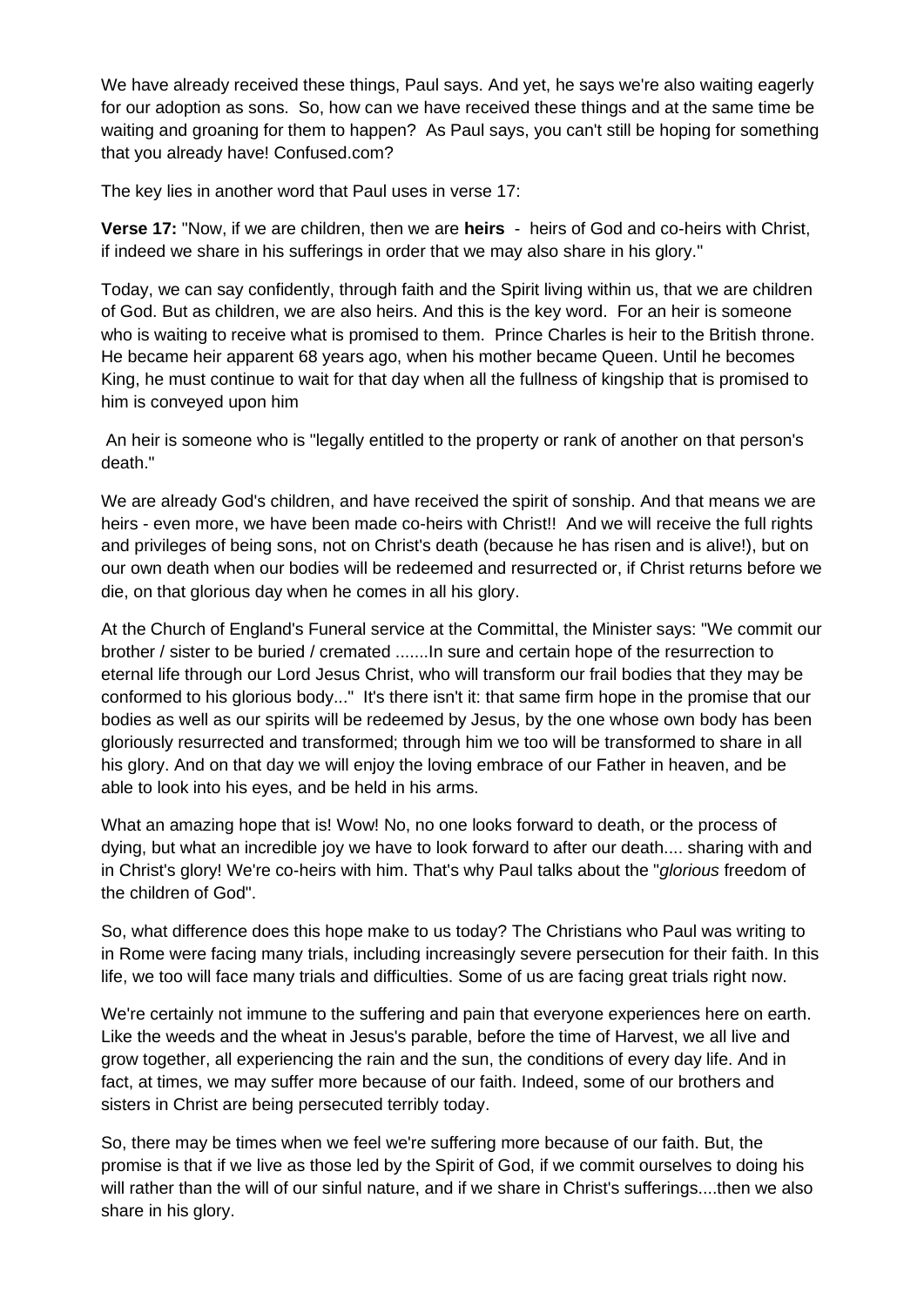We have already received these things, Paul says. And yet, he says we're also waiting eagerly for our adoption as sons. So, how can we have received these things and at the same time be waiting and groaning for them to happen? As Paul says, you can't still be hoping for something that you already have! Confused.com?

The key lies in another word that Paul uses in verse 17:

**Verse 17:** "Now, if we are children, then we are **heirs** - heirs of God and co-heirs with Christ, if indeed we share in his sufferings in order that we may also share in his glory."

Today, we can say confidently, through faith and the Spirit living within us, that we are children of God. But as children, we are also heirs. And this is the key word. For an heir is someone who is waiting to receive what is promised to them. Prince Charles is heir to the British throne. He became heir apparent 68 years ago, when his mother became Queen. Until he becomes King, he must continue to wait for that day when all the fullness of kingship that is promised to him is conveyed upon him

An heir is someone who is "legally entitled to the property or rank of another on that person's death."

We are already God's children, and have received the spirit of sonship. And that means we are heirs - even more, we have been made co-heirs with Christ!! And we will receive the full rights and privileges of being sons, not on Christ's death (because he has risen and is alive!), but on our own death when our bodies will be redeemed and resurrected or, if Christ returns before we die, on that glorious day when he comes in all his glory.

At the Church of England's Funeral service at the Committal, the Minister says: "We commit our brother / sister to be buried / cremated .......In sure and certain hope of the resurrection to eternal life through our Lord Jesus Christ, who will transform our frail bodies that they may be conformed to his glorious body..." It's there isn't it: that same firm hope in the promise that our bodies as well as our spirits will be redeemed by Jesus, by the one whose own body has been gloriously resurrected and transformed; through him we too will be transformed to share in all his glory. And on that day we will enjoy the loving embrace of our Father in heaven, and be able to look into his eyes, and be held in his arms.

What an amazing hope that is! Wow! No, no one looks forward to death, or the process of dying, but what an incredible joy we have to look forward to after our death.... sharing with and in Christ's glory! We're co-heirs with him. That's why Paul talks about the "*glorious* freedom of the children of God".

So, what difference does this hope make to us today? The Christians who Paul was writing to in Rome were facing many trials, including increasingly severe persecution for their faith. In this life, we too will face many trials and difficulties. Some of us are facing great trials right now.

We're certainly not immune to the suffering and pain that everyone experiences here on earth. Like the weeds and the wheat in Jesus's parable, before the time of Harvest, we all live and grow together, all experiencing the rain and the sun, the conditions of every day life. And in fact, at times, we may suffer more because of our faith. Indeed, some of our brothers and sisters in Christ are being persecuted terribly today.

So, there may be times when we feel we're suffering more because of our faith. But, the promise is that if we live as those led by the Spirit of God, if we commit ourselves to doing his will rather than the will of our sinful nature, and if we share in Christ's sufferings....then we also share in his glory.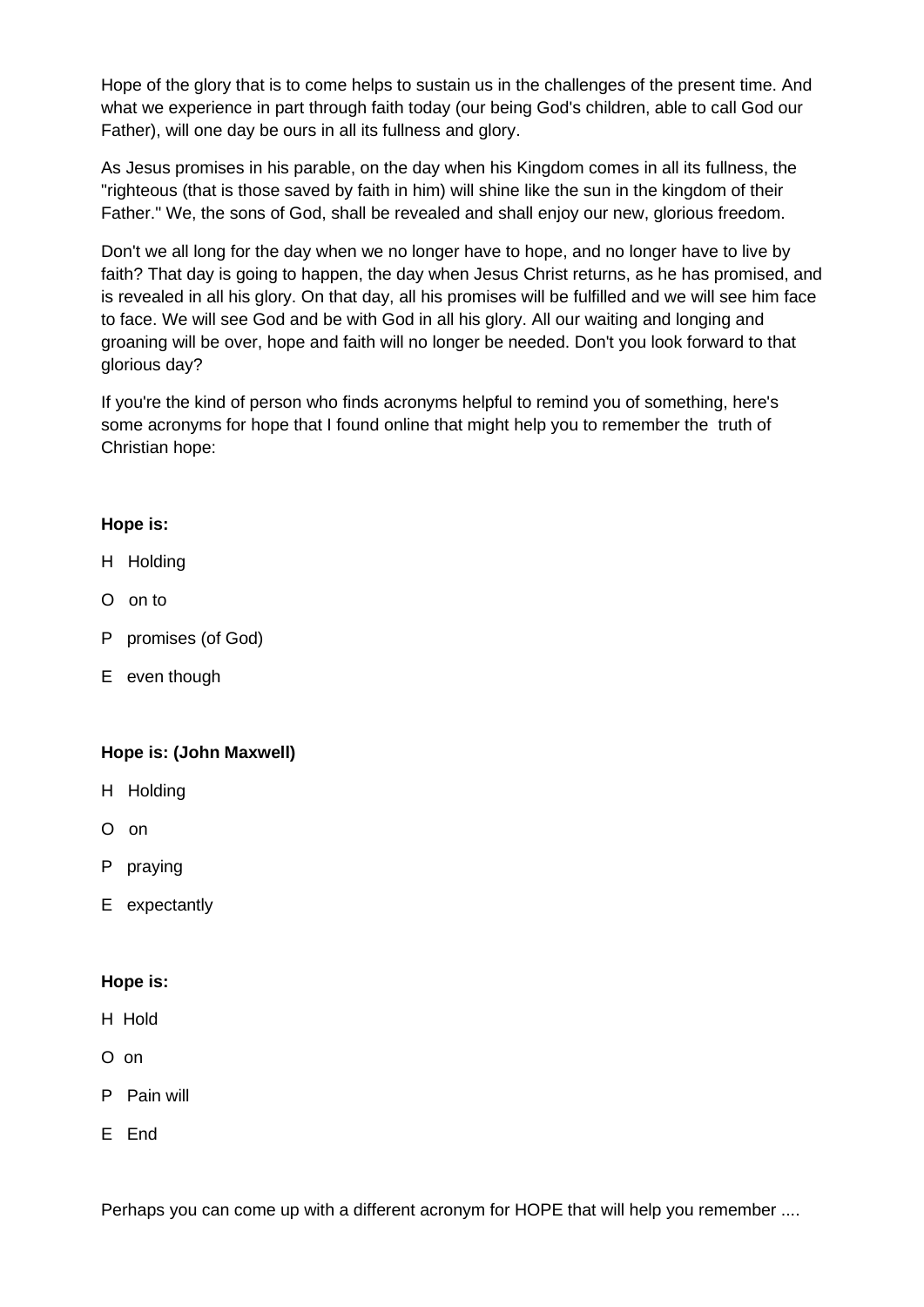Hope of the glory that is to come helps to sustain us in the challenges of the present time. And what we experience in part through faith today (our being God's children, able to call God our Father), will one day be ours in all its fullness and glory.

As Jesus promises in his parable, on the day when his Kingdom comes in all its fullness, the "righteous (that is those saved by faith in him) will shine like the sun in the kingdom of their Father." We, the sons of God, shall be revealed and shall enjoy our new, glorious freedom.

Don't we all long for the day when we no longer have to hope, and no longer have to live by faith? That day is going to happen, the day when Jesus Christ returns, as he has promised, and is revealed in all his glory. On that day, all his promises will be fulfilled and we will see him face to face. We will see God and be with God in all his glory. All our waiting and longing and groaning will be over, hope and faith will no longer be needed. Don't you look forward to that glorious day?

If you're the kind of person who finds acronyms helpful to remind you of something, here's some acronyms for hope that I found online that might help you to remember the truth of Christian hope:

**Hope is:**

H Holding

O on to

P promises (of God)

E even though

**Hope is: (John Maxwell)**

H Holding

O on

P praying

E expectantly

**Hope is:**

H Hold

O on

P Pain will

E End

Perhaps you can come up with a different acronym for HOPE that will help you remember ....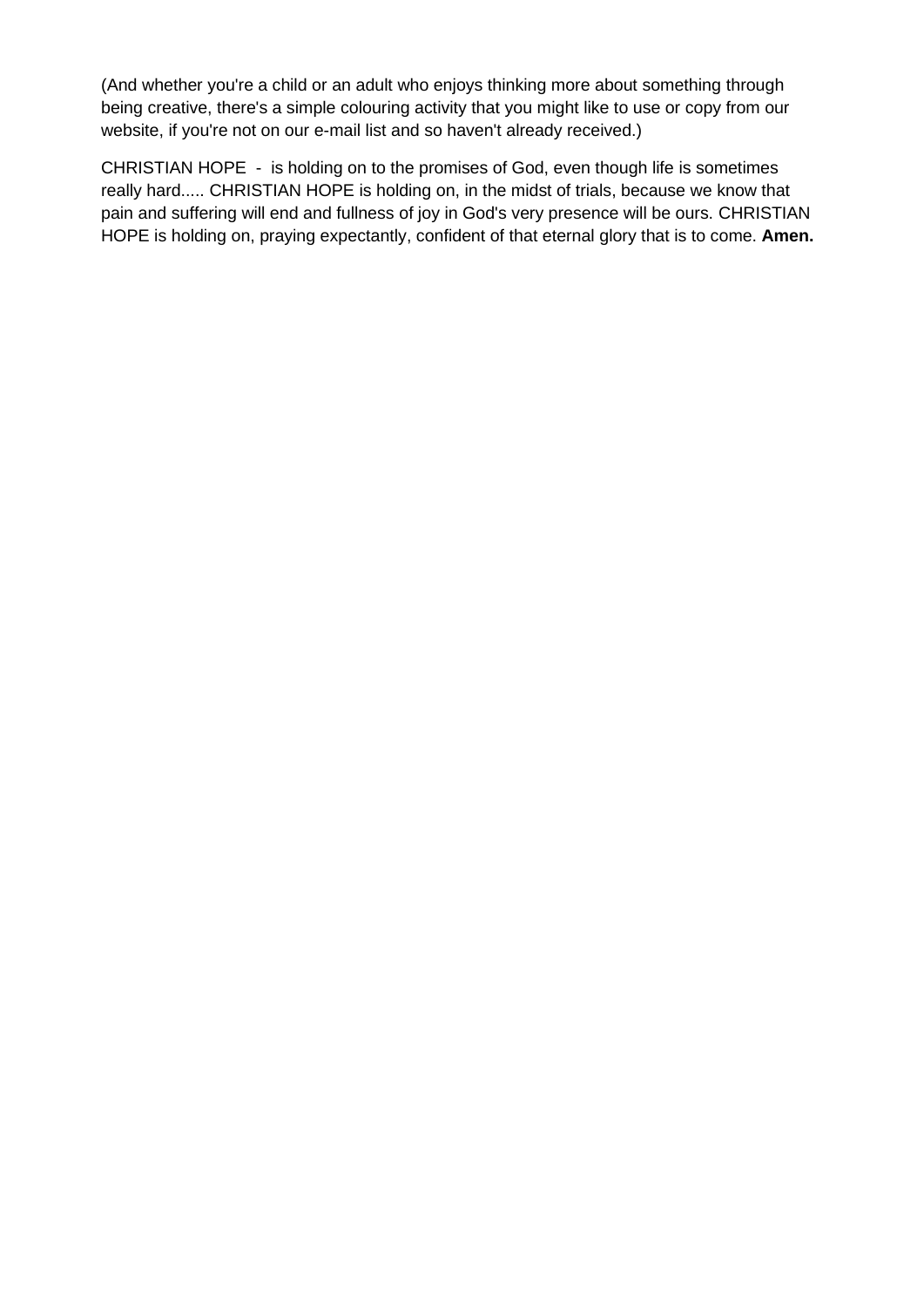(And whether you're a child or an adult who enjoys thinking more about something through being creative, there's a simple colouring activity that you might like to use or copy from our website, if you're not on our e-mail list and so haven't already received.)

CHRISTIAN HOPE - is holding on to the promises of God, even though life is sometimes really hard..... CHRISTIAN HOPE is holding on, in the midst of trials, because we know that pain and suffering will end and fullness of joy in God's very presence will be ours. CHRISTIAN HOPE is holding on, praying expectantly, confident of that eternal glory that is to come. **Amen.**